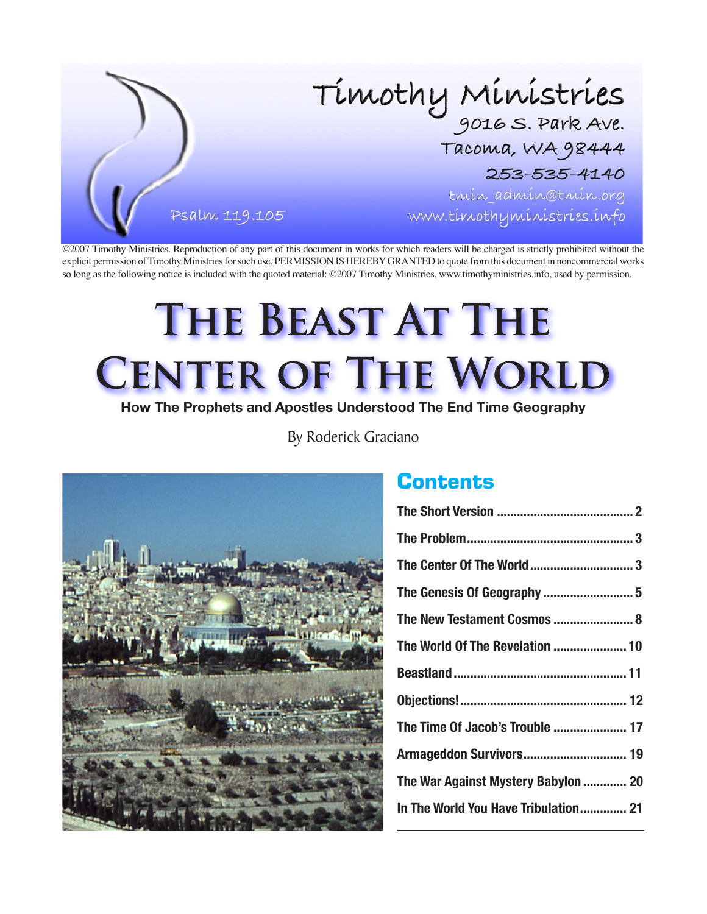Timothy Ministries
9016 S. Park Ave.
Tacoma, WA 98444
253-535-4140
tmin_admin@tmin.org
www.timothyministries.info

Psalm 119.105

©2007 Timothy Ministries. Reproduction of any part of this document in works for which readers will be charged is strictly prohibited without the explicit permission of Timothy Ministries for such use. PERMISSION IS HEREBY GRANTED to quote from this document in noncommercial works so long as the following notice is included with the quoted material: ©2007 Timothy Ministries, www.timothyministries.info, used by permission.

# The Beast At The Center of The World

**How The Prophets and Apostles Understood The End Time Geography**

By Roderick Graciano

## Contents

| | |
|---|---|
| **The Short Version** | **2** |
| **The Problem** | **3** |
| **The Center Of The World** | **3** |
| **The Genesis Of Geography** | **5** |
| **The New Testament Cosmos** | **8** |
| **The World Of The Revelation** | **10** |
| **Beastland** | **11** |
| **Objections!** | **12** |
| **The Time Of Jacob's Trouble** | **17** |
| **Armageddon Survivors** | **19** |
| **The War Against Mystery Babylon** | **20** |
| **In The World You Have Tribulation** | **21** |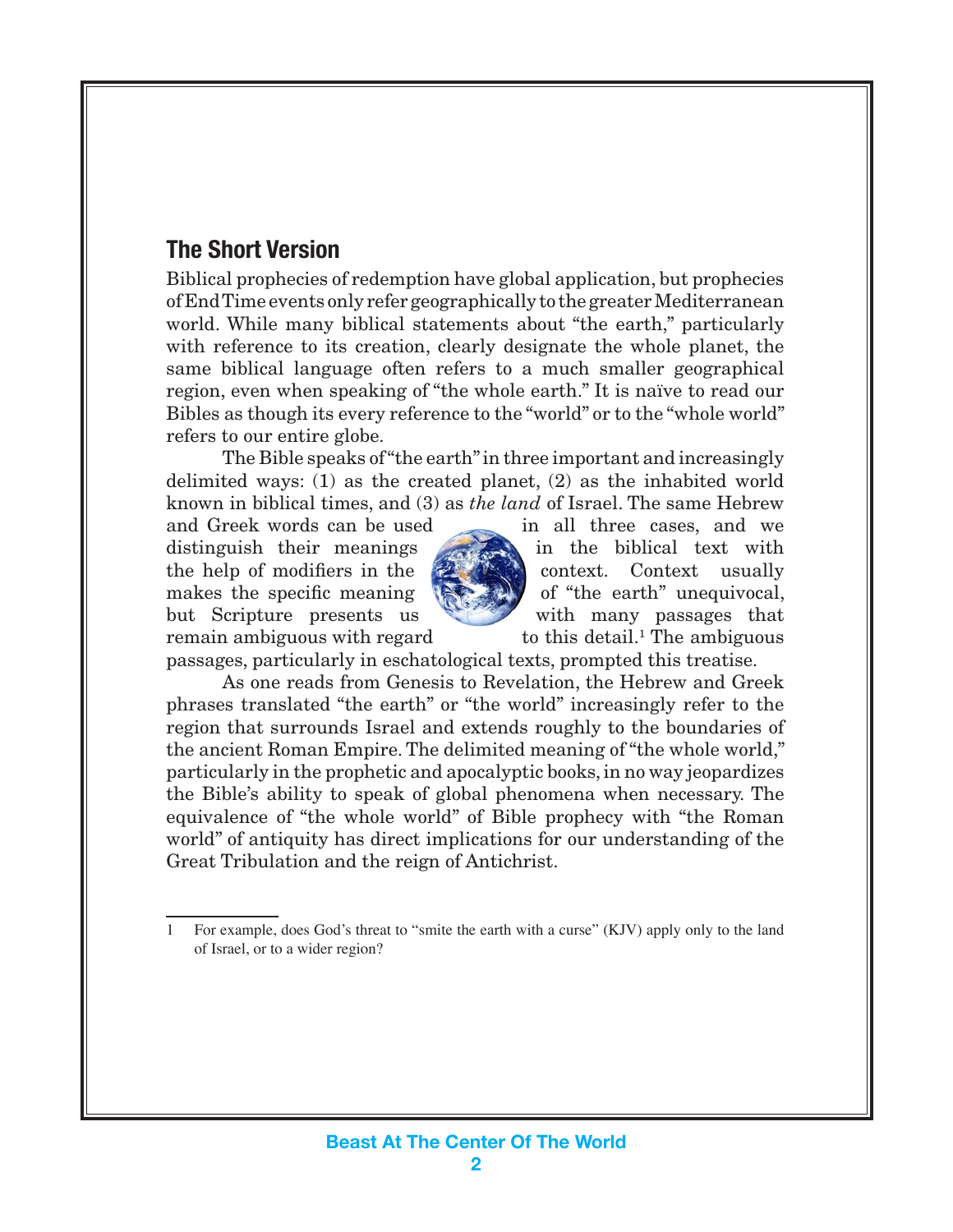## The Short Version

Biblical prophecies of redemption have global application, but prophecies of End Time events only refer geographically to the greater Mediterranean world. While many biblical statements about "the earth," particularly with reference to its creation, clearly designate the whole planet, the same biblical language often refers to a much smaller geographical region, even when speaking of "the whole earth." It is naïve to read our Bibles as though its every reference to the "world" or to the "whole world" refers to our entire globe.

The Bible speaks of "the earth" in three important and increasingly delimited ways: (1) as the created planet, (2) as the inhabited world known in biblical times, and (3) as *the land* of Israel. The same Hebrew and Greek words can be used in all three cases, and we distinguish their meanings in the biblical text with the help of modifiers in the context. Context usually makes the specific meaning of "the earth" unequivocal, but Scripture presents us with many passages that remain ambiguous with regard to this detail.[1] The ambiguous passages, particularly in eschatological texts, prompted this treatise.

As one reads from Genesis to Revelation, the Hebrew and Greek phrases translated "the earth" or "the world" increasingly refer to the region that surrounds Israel and extends roughly to the boundaries of the ancient Roman Empire. The delimited meaning of "the whole world," particularly in the prophetic and apocalyptic books, in no way jeopardizes the Bible's ability to speak of global phenomena when necessary. The equivalence of "the whole world" of Bible prophecy with "the Roman world" of antiquity has direct implications for our understanding of the Great Tribulation and the reign of Antichrist.

---

1 For example, does God's threat to "smite the earth with a curse" (KJV) apply only to the land of Israel, or to a wider region?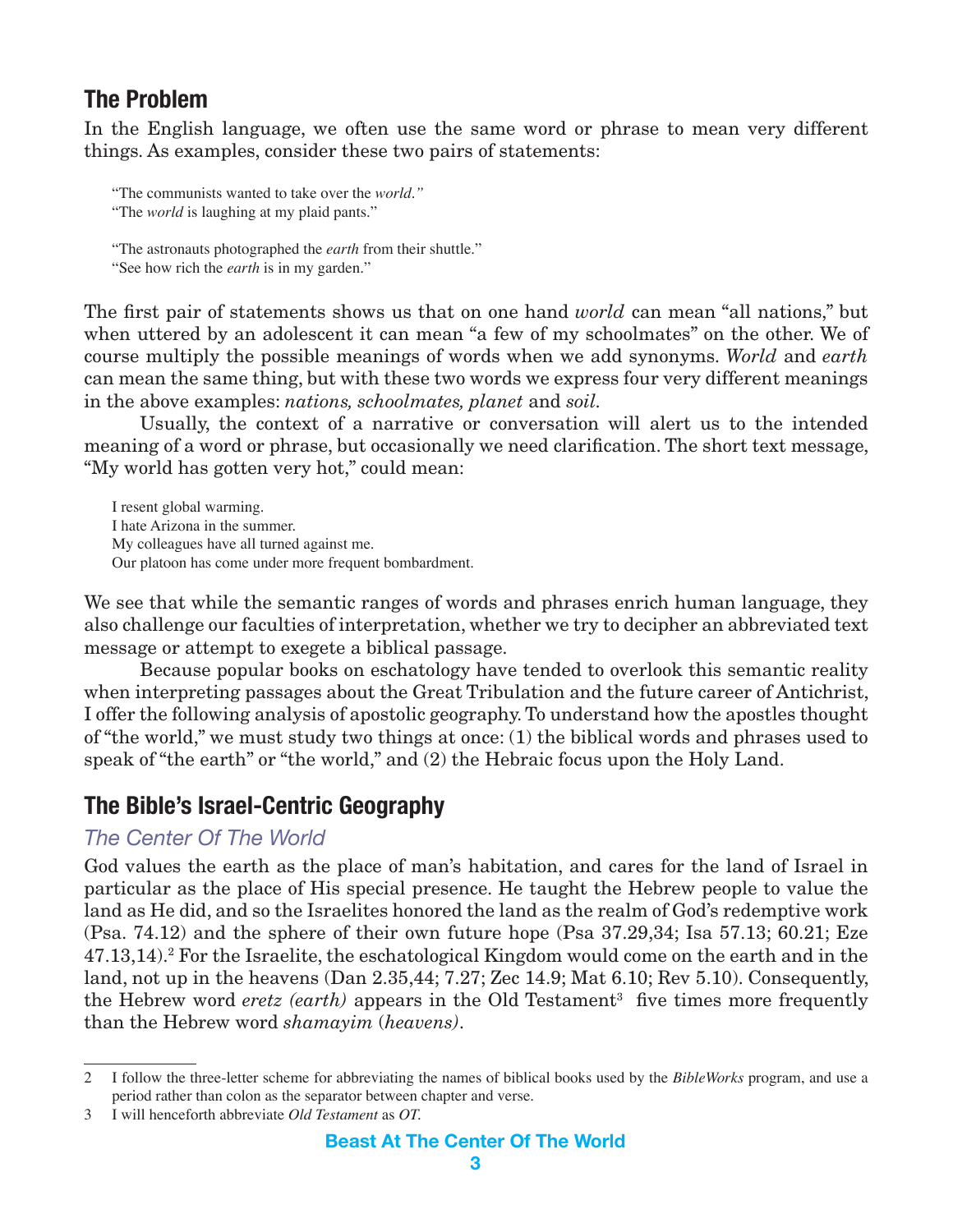## The Problem

In the English language, we often use the same word or phrase to mean very different things. As examples, consider these two pairs of statements:

> "The communists wanted to take over the *world*."
> "The *world* is laughing at my plaid pants."
>
> "The astronauts photographed the *earth* from their shuttle."
> "See how rich the *earth* is in my garden."

The first pair of statements shows us that on one hand *world* can mean "all nations," but when uttered by an adolescent it can mean "a few of my schoolmates" on the other. We of course multiply the possible meanings of words when we add synonyms. *World* and *earth* can mean the same thing, but with these two words we express four very different meanings in the above examples: *nations, schoolmates, planet* and *soil*.

Usually, the context of a narrative or conversation will alert us to the intended meaning of a word or phrase, but occasionally we need clarification. The short text message, "My world has gotten very hot," could mean:

> I resent global warming.
> I hate Arizona in the summer.
> My colleagues have all turned against me.
> Our platoon has come under more frequent bombardment.

We see that while the semantic ranges of words and phrases enrich human language, they also challenge our faculties of interpretation, whether we try to decipher an abbreviated text message or attempt to exegete a biblical passage.

Because popular books on eschatology have tended to overlook this semantic reality when interpreting passages about the Great Tribulation and the future career of Antichrist, I offer the following analysis of apostolic geography. To understand how the apostles thought of "the world," we must study two things at once: (1) the biblical words and phrases used to speak of "the earth" or "the world," and (2) the Hebraic focus upon the Holy Land.

## The Bible's Israel-Centric Geography

### *The Center Of The World*

God values the earth as the place of man's habitation, and cares for the land of Israel in particular as the place of His special presence. He taught the Hebrew people to value the land as He did, and so the Israelites honored the land as the realm of God's redemptive work (Psa. 74.12) and the sphere of their own future hope (Psa 37.29,34; Isa 57.13; 60.21; Eze 47.13,14).[2] For the Israelite, the eschatological Kingdom would come on the earth and in the land, not up in the heavens (Dan 2.35,44; 7.27; Zec 14.9; Mat 6.10; Rev 5.10). Consequently, the Hebrew word *eretz (earth)* appears in the Old Testament[3] five times more frequently than the Hebrew word *shamayim* (*heavens)*.

---

2 I follow the three-letter scheme for abbreviating the names of biblical books used by the *BibleWorks* program, and use a period rather than colon as the separator between chapter and verse.

3 I will henceforth abbreviate *Old Testament* as *OT*.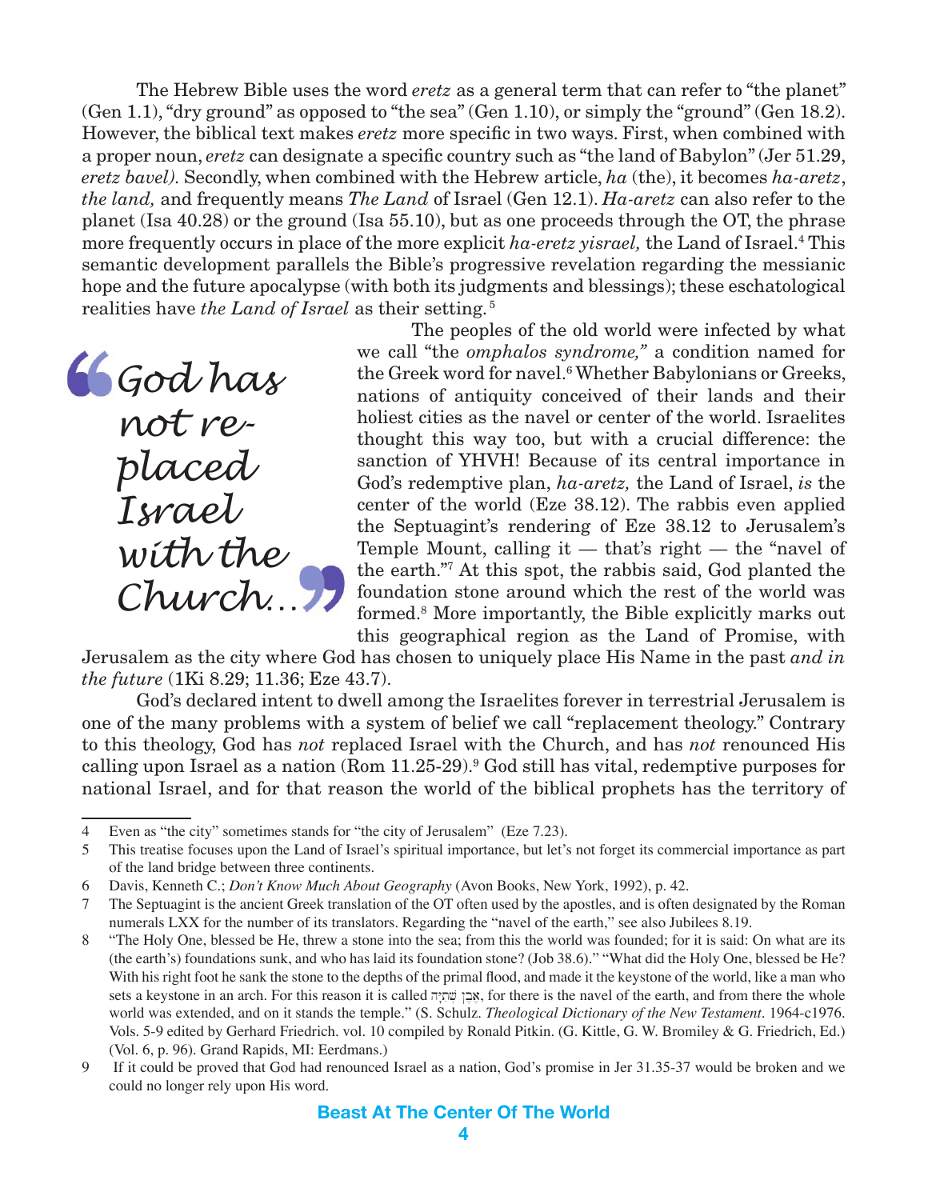The Hebrew Bible uses the word *eretz* as a general term that can refer to "the planet" (Gen 1.1), "dry ground" as opposed to "the sea" (Gen 1.10), or simply the "ground" (Gen 18.2). However, the biblical text makes *eretz* more specific in two ways. First, when combined with a proper noun, *eretz* can designate a specific country such as "the land of Babylon" (Jer 51.29, *eretz bavel).* Secondly, when combined with the Hebrew article, *ha* (the), it becomes *ha-aretz*, *the land,* and frequently means *The Land* of Israel (Gen 12.1). *Ha-aretz* can also refer to the planet (Isa 40.28) or the ground (Isa 55.10), but as one proceeds through the OT, the phrase more frequently occurs in place of the more explicit *ha-eretz yisrael,* the Land of Israel.[4] This semantic development parallels the Bible's progressive revelation regarding the messianic hope and the future apocalypse (with both its judgments and blessings); these eschatological realities have *the Land of Israel* as their setting.[5]

> *"God has not replaced Israel with the Church..."*

The peoples of the old world were infected by what we call "the *omphalos syndrome,"* a condition named for the Greek word for navel.[6] Whether Babylonians or Greeks, nations of antiquity conceived of their lands and their holiest cities as the navel or center of the world. Israelites thought this way too, but with a crucial difference: the sanction of YHVH! Because of its central importance in God's redemptive plan, *ha-aretz,* the Land of Israel, *is* the center of the world (Eze 38.12). The rabbis even applied the Septuagint's rendering of Eze 38.12 to Jerusalem's Temple Mount, calling it — that's right — the "navel of the earth."[7] At this spot, the rabbis said, God planted the foundation stone around which the rest of the world was formed.[8] More importantly, the Bible explicitly marks out this geographical region as the Land of Promise, with Jerusalem as the city where God has chosen to uniquely place His Name in the past *and in the future* (1Ki 8.29; 11.36; Eze 43.7).

God's declared intent to dwell among the Israelites forever in terrestrial Jerusalem is one of the many problems with a system of belief we call "replacement theology." Contrary to this theology, God has *not* replaced Israel with the Church, and has *not* renounced His calling upon Israel as a nation (Rom 11.25-29).[9] God still has vital, redemptive purposes for national Israel, and for that reason the world of the biblical prophets has the territory of

---

4 Even as "the city" sometimes stands for "the city of Jerusalem" (Eze 7.23).

5 This treatise focuses upon the Land of Israel's spiritual importance, but let's not forget its commercial importance as part of the land bridge between three continents.

6 Davis, Kenneth C.; *Don't Know Much About Geography* (Avon Books, New York, 1992), p. 42.

7 The Septuagint is the ancient Greek translation of the OT often used by the apostles, and is often designated by the Roman numerals LXX for the number of its translators. Regarding the "navel of the earth," see also Jubilees 8.19.

8 "The Holy One, blessed be He, threw a stone into the sea; from this the world was founded; for it is said: On what are its (the earth's) foundations sunk, and who has laid its foundation stone? (Job 38.6)." "What did the Holy One, blessed be He? With his right foot he sank the stone to the depths of the primal flood, and made it the keystone of the world, like a man who sets a keystone in an arch. For this reason it is called אֶבֶן שְׁתִיָּה, for there is the navel of the earth, and from there the whole world was extended, and on it stands the temple." (S. Schulz. *Theological Dictionary of the New Testament.* 1964-c1976. Vols. 5-9 edited by Gerhard Friedrich. vol. 10 compiled by Ronald Pitkin. (G. Kittle, G. W. Bromiley & G. Friedrich, Ed.) (Vol. 6, p. 96). Grand Rapids, MI: Eerdmans.)

9 If it could be proved that God had renounced Israel as a nation, God's promise in Jer 31.35-37 would be broken and we could no longer rely upon His word.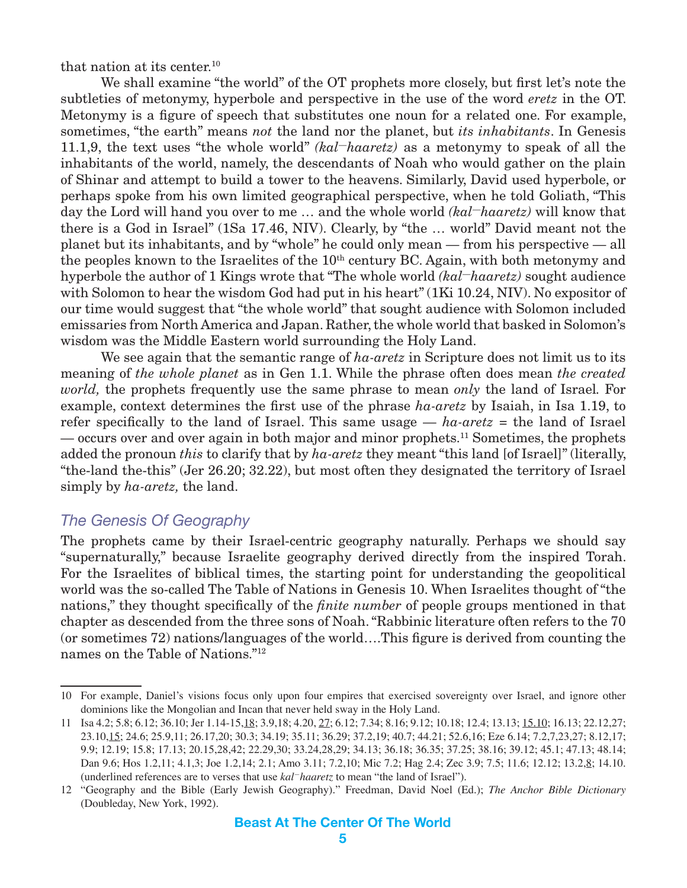that nation at its center.[10]

We shall examine "the world" of the OT prophets more closely, but first let's note the subtleties of metonymy, hyperbole and perspective in the use of the word *eretz* in the OT. Metonymy is a figure of speech that substitutes one noun for a related one. For example, sometimes, "the earth" means *not* the land nor the planet, but *its inhabitants*. In Genesis 11.1,9, the text uses "the whole world" *(kal–haaretz)* as a metonymy to speak of all the inhabitants of the world, namely, the descendants of Noah who would gather on the plain of Shinar and attempt to build a tower to the heavens. Similarly, David used hyperbole, or perhaps spoke from his own limited geographical perspective, when he told Goliath, "This day the Lord will hand you over to me … and the whole world *(kal–haaretz)* will know that there is a God in Israel" (1Sa 17.46, NIV). Clearly, by "the … world" David meant not the planet but its inhabitants, and by "whole" he could only mean — from his perspective — all the peoples known to the Israelites of the 10th century BC. Again, with both metonymy and hyperbole the author of 1 Kings wrote that "The whole world *(kal–haaretz)* sought audience with Solomon to hear the wisdom God had put in his heart" (1Ki 10.24, NIV). No expositor of our time would suggest that "the whole world" that sought audience with Solomon included emissaries from North America and Japan. Rather, the whole world that basked in Solomon's wisdom was the Middle Eastern world surrounding the Holy Land.

We see again that the semantic range of *ha-aretz* in Scripture does not limit us to its meaning of *the whole planet* as in Gen 1.1. While the phrase often does mean *the created world,* the prophets frequently use the same phrase to mean *only* the land of Israel. For example, context determines the first use of the phrase *ha-aretz* by Isaiah, in Isa 1.19, to refer specifically to the land of Israel. This same usage — *ha-aretz* = the land of Israel — occurs over and over again in both major and minor prophets.[11] Sometimes, the prophets added the pronoun *this* to clarify that by *ha-aretz* they meant "this land [of Israel]" (literally, "the-land the-this" (Jer 26.20; 32.22), but most often they designated the territory of Israel simply by *ha-aretz,* the land.

## The Genesis Of Geography

The prophets came by their Israel-centric geography naturally. Perhaps we should say "supernaturally," because Israelite geography derived directly from the inspired Torah. For the Israelites of biblical times, the starting point for understanding the geopolitical world was the so-called The Table of Nations in Genesis 10. When Israelites thought of "the nations," they thought specifically of the *finite number* of people groups mentioned in that chapter as descended from the three sons of Noah. "Rabbinic literature often refers to the 70 (or sometimes 72) nations/languages of the world….This figure is derived from counting the names on the Table of Nations."[12]

---

10 For example, Daniel's visions focus only upon four empires that exercised sovereignty over Israel, and ignore other dominions like the Mongolian and Incan that never held sway in the Holy Land.

11 Isa 4.2; 5.8; 6.12; 36.10; Jer 1.14-15,<u>18</u>; 3.9,18; 4.20, <u>27</u>; 6.12; 7.34; 8.16; 9.12; 10.18; 12.4; 13.13; <u>15.10</u>; 16.13; 22.12,27; 23.10,<u>15</u>; 24.6; 25.9,11; 26.17,20; 30.3; 34.19; 35.11; 36.29; 37.2,19; 40.7; 44.21; 52.6,16; Eze 6.14; 7.2,7,23,27; 8.12,17; 9.9; 12.19; 15.8; 17.13; 20.15,28,42; 22.29,30; 33.24,28,29; 34.13; 36.18; 36.35; 37.25; 38.16; 39.12; 45.1; 47.13; 48.14; Dan 9.6; Hos 1.2,11; 4.1,3; Joe 1.2,14; 2.1; Amo 3.11; 7.2,10; Mic 7.2; Hag 2.4; Zec 3.9; 7.5; 11.6; 12.12; 13.2,<u>8</u>; 14.10. (underlined references are to verses that use *kal–haaretz* to mean "the land of Israel").

12 "Geography and the Bible (Early Jewish Geography)." Freedman, David Noel (Ed.); *The Anchor Bible Dictionary* (Doubleday, New York, 1992).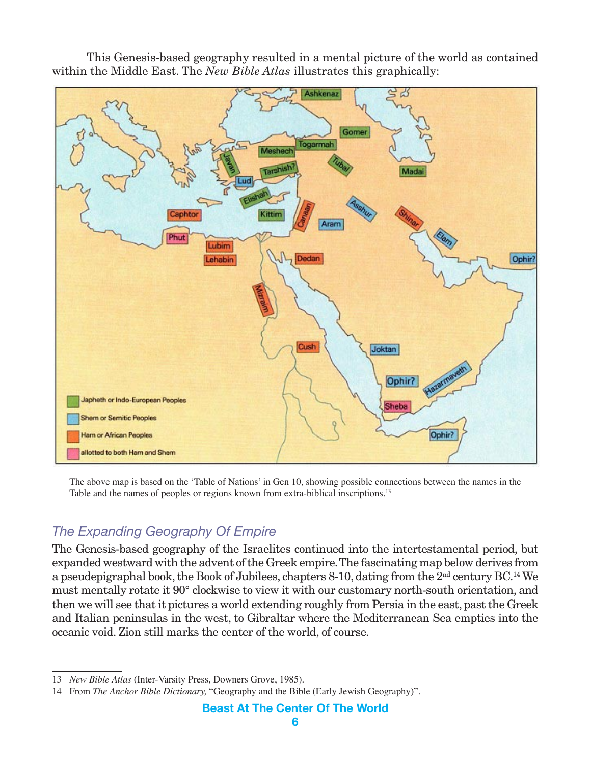This Genesis-based geography resulted in a mental picture of the world as contained within the Middle East. The *New Bible Atlas* illustrates this graphically:

The above map is based on the 'Table of Nations' in Gen 10, showing possible connections between the names in the Table and the names of peoples or regions known from extra-biblical inscriptions.[13]

## The Expanding Geography Of Empire

The Genesis-based geography of the Israelites continued into the intertestamental period, but expanded westward with the advent of the Greek empire. The fascinating map below derives from a pseudepigraphal book, the Book of Jubilees, chapters 8-10, dating from the 2nd century BC.[14] We must mentally rotate it 90° clockwise to view it with our customary north-south orientation, and then we will see that it pictures a world extending roughly from Persia in the east, past the Greek and Italian peninsulas in the west, to Gibraltar where the Mediterranean Sea empties into the oceanic void. Zion still marks the center of the world, of course.

---

13 *New Bible Atlas* (Inter-Varsity Press, Downers Grove, 1985).

14 From *The Anchor Bible Dictionary,* "Geography and the Bible (Early Jewish Geography)".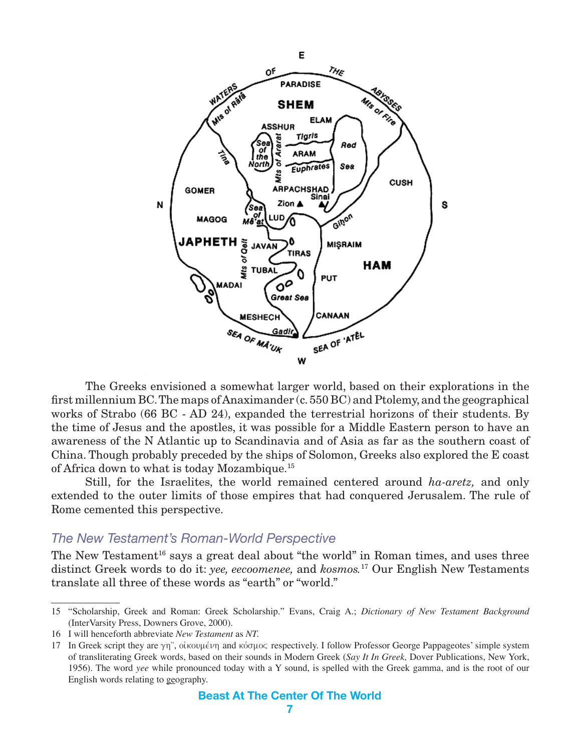The Greeks envisioned a somewhat larger world, based on their explorations in the first millennium BC. The maps of Anaximander (c. 550 BC) and Ptolemy, and the geographical works of Strabo (66 BC - AD 24), expanded the terrestrial horizons of their students. By the time of Jesus and the apostles, it was possible for a Middle Eastern person to have an awareness of the N Atlantic up to Scandinavia and of Asia as far as the southern coast of China. Though probably preceded by the ships of Solomon, Greeks also explored the E coast of Africa down to what is today Mozambique.[15]

Still, for the Israelites, the world remained centered around *ha-aretz,* and only extended to the outer limits of those empires that had conquered Jerusalem. The rule of Rome cemented this perspective.

## *The New Testament's Roman-World Perspective*

The New Testament[16] says a great deal about "the world" in Roman times, and uses three distinct Greek words to do it: *yee, eecoomenee,* and *kosmos.*[17] Our English New Testaments translate all three of these words as "earth" or "world."

---

15 "Scholarship, Greek and Roman: Greek Scholarship." Evans, Craig A.; *Dictionary of New Testament Background* (InterVarsity Press, Downers Grove, 2000).

16 I will henceforth abbreviate *New Testament* as *NT.*

17 In Greek script they are γη῀, οἰκουμένη and κόσμος respectively. I follow Professor George Pappageotes' simple system of transliterating Greek words, based on their sounds in Modern Greek (*Say It In Greek,* Dover Publications, New York, 1956). The word *yee* while pronounced today with a Y sound, is spelled with the Greek gamma, and is the root of our English words relating to geography.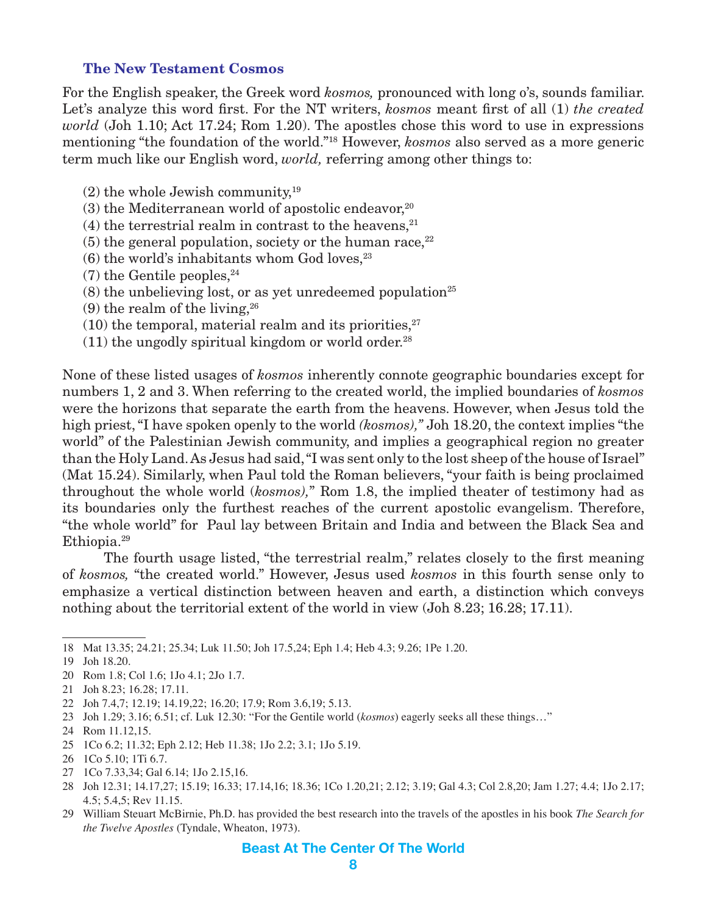### The New Testament Cosmos

For the English speaker, the Greek word *kosmos,* pronounced with long o's, sounds familiar. Let's analyze this word first. For the NT writers, *kosmos* meant first of all (1) *the created world* (Joh 1.10; Act 17.24; Rom 1.20). The apostles chose this word to use in expressions mentioning "the foundation of the world."[18] However, *kosmos* also served as a more generic term much like our English word, *world,* referring among other things to:

(2) the whole Jewish community,[19]
(3) the Mediterranean world of apostolic endeavor,[20]
(4) the terrestrial realm in contrast to the heavens,[21]
(5) the general population, society or the human race,[22]
(6) the world's inhabitants whom God loves,[23]
(7) the Gentile peoples,[24]
(8) the unbelieving lost, or as yet unredeemed population[25]
(9) the realm of the living,[26]
(10) the temporal, material realm and its priorities,[27]
(11) the ungodly spiritual kingdom or world order.[28]

None of these listed usages of *kosmos* inherently connote geographic boundaries except for numbers 1, 2 and 3. When referring to the created world, the implied boundaries of *kosmos* were the horizons that separate the earth from the heavens. However, when Jesus told the high priest, "I have spoken openly to the world *(kosmos),"* Joh 18.20, the context implies "the world" of the Palestinian Jewish community, and implies a geographical region no greater than the Holy Land. As Jesus had said, "I was sent only to the lost sheep of the house of Israel" (Mat 15.24). Similarly, when Paul told the Roman believers, "your faith is being proclaimed throughout the whole world (*kosmos),*" Rom 1.8, the implied theater of testimony had as its boundaries only the furthest reaches of the current apostolic evangelism. Therefore, "the whole world" for Paul lay between Britain and India and between the Black Sea and Ethiopia.[29]

The fourth usage listed, "the terrestrial realm," relates closely to the first meaning of *kosmos,* "the created world." However, Jesus used *kosmos* in this fourth sense only to emphasize a vertical distinction between heaven and earth, a distinction which conveys nothing about the territorial extent of the world in view (Joh 8.23; 16.28; 17.11).

---

18 Mat 13.35; 24.21; 25.34; Luk 11.50; Joh 17.5,24; Eph 1.4; Heb 4.3; 9.26; 1Pe 1.20.

19 Joh 18.20.

20 Rom 1.8; Col 1.6; 1Jo 4.1; 2Jo 1.7.

21 Joh 8.23; 16.28; 17.11.

22 Joh 7.4,7; 12.19; 14.19,22; 16.20; 17.9; Rom 3.6,19; 5.13.

23 Joh 1.29; 3.16; 6.51; cf. Luk 12.30: "For the Gentile world (*kosmos*) eagerly seeks all these things…"

24 Rom 11.12,15.

25 1Co 6.2; 11.32; Eph 2.12; Heb 11.38; 1Jo 2.2; 3.1; 1Jo 5.19.

26 1Co 5.10; 1Ti 6.7.

27 1Co 7.33,34; Gal 6.14; 1Jo 2.15,16.

28 Joh 12.31; 14.17,27; 15.19; 16.33; 17.14,16; 18.36; 1Co 1.20,21; 2.12; 3.19; Gal 4.3; Col 2.8,20; Jam 1.27; 4.4; 1Jo 2.17; 4.5; 5.4,5; Rev 11.15.

29 William Steuart McBirnie, Ph.D. has provided the best research into the travels of the apostles in his book *The Search for the Twelve Apostles* (Tyndale, Wheaton, 1973).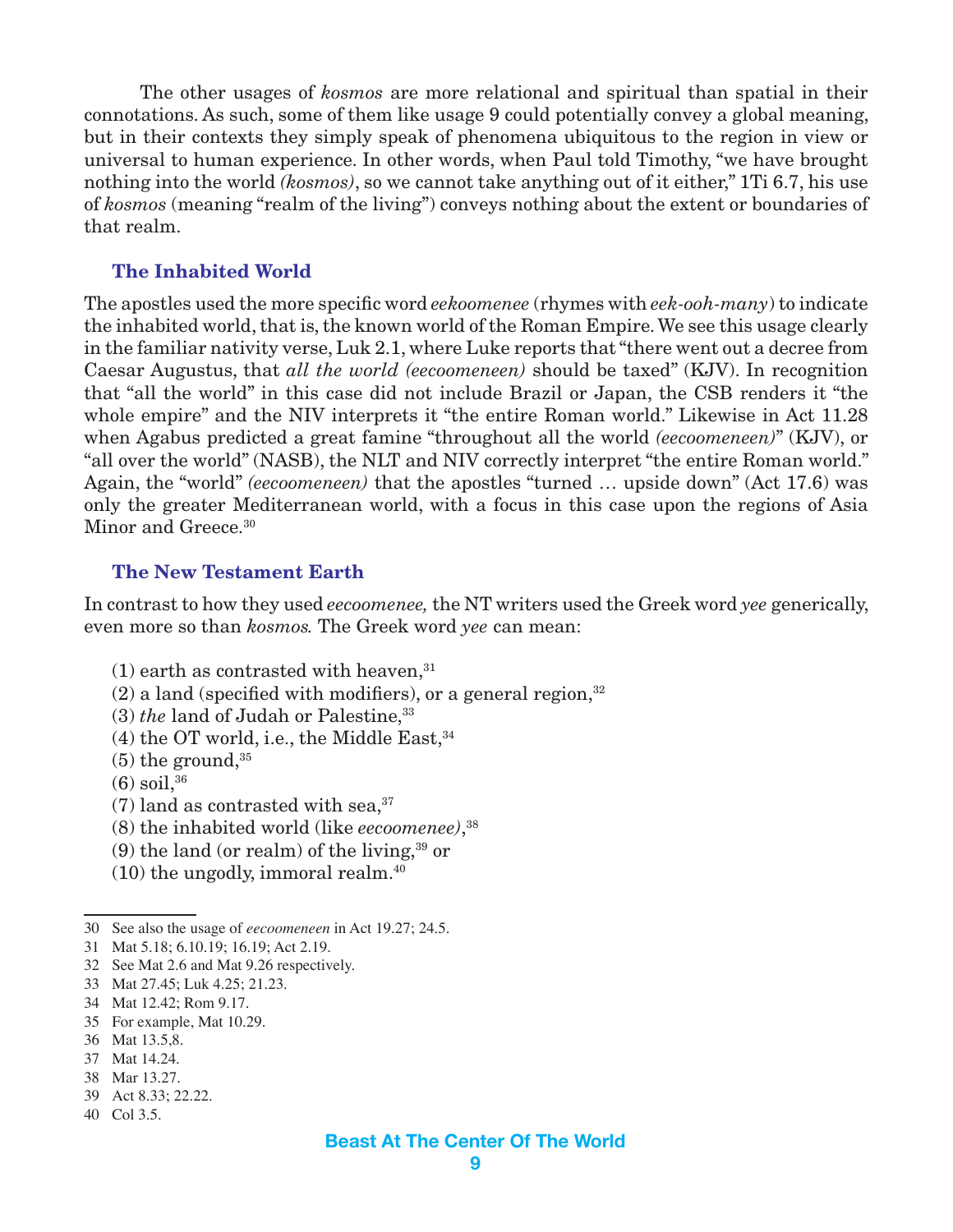The other usages of *kosmos* are more relational and spiritual than spatial in their connotations. As such, some of them like usage 9 could potentially convey a global meaning, but in their contexts they simply speak of phenomena ubiquitous to the region in view or universal to human experience. In other words, when Paul told Timothy, "we have brought nothing into the world *(kosmos)*, so we cannot take anything out of it either," 1Ti 6.7, his use of *kosmos* (meaning "realm of the living") conveys nothing about the extent or boundaries of that realm.

### The Inhabited World

The apostles used the more specific word *eekoomenee* (rhymes with *eek-ooh-many*) to indicate the inhabited world, that is, the known world of the Roman Empire. We see this usage clearly in the familiar nativity verse, Luk 2.1, where Luke reports that "there went out a decree from Caesar Augustus, that *all the world (eecoomeneen)* should be taxed" (KJV). In recognition that "all the world" in this case did not include Brazil or Japan, the CSB renders it "the whole empire" and the NIV interprets it "the entire Roman world." Likewise in Act 11.28 when Agabus predicted a great famine "throughout all the world *(eecoomeneen)*" (KJV), or "all over the world" (NASB), the NLT and NIV correctly interpret "the entire Roman world." Again, the "world" *(eecoomeneen)* that the apostles "turned … upside down" (Act 17.6) was only the greater Mediterranean world, with a focus in this case upon the regions of Asia Minor and Greece.[30]

### The New Testament Earth

In contrast to how they used *eecoomenee,* the NT writers used the Greek word *yee* generically, even more so than *kosmos.* The Greek word *yee* can mean:

(1) earth as contrasted with heaven,[31]
(2) a land (specified with modifiers), or a general region,[32]
(3) *the* land of Judah or Palestine,[33]
(4) the OT world, i.e., the Middle East,[34]
(5) the ground,[35]
(6) soil,[36]
(7) land as contrasted with sea,[37]
(8) the inhabited world (like *eecoomenee)*,[38]
(9) the land (or realm) of the living,[39] or
(10) the ungodly, immoral realm.[40]

---

30 See also the usage of *eecoomeneen* in Act 19.27; 24.5.
31 Mat 5.18; 6.10.19; 16.19; Act 2.19.
32 See Mat 2.6 and Mat 9.26 respectively.
33 Mat 27.45; Luk 4.25; 21.23.
34 Mat 12.42; Rom 9.17.
35 For example, Mat 10.29.
36 Mat 13.5,8.
37 Mat 14.24.
38 Mar 13.27.
39 Act 8.33; 22.22.
40 Col 3.5.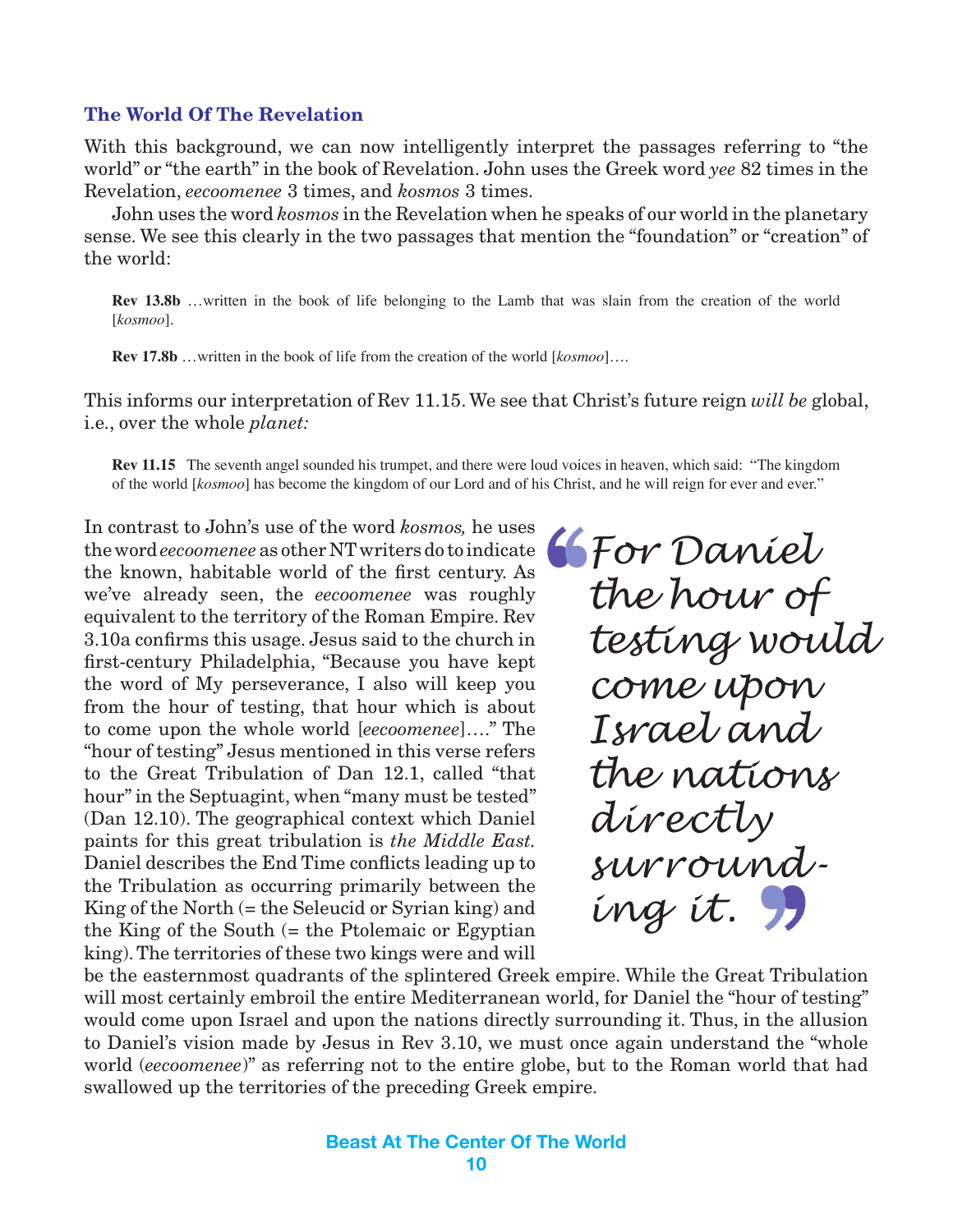## The World Of The Revelation

With this background, we can now intelligently interpret the passages referring to "the world" or "the earth" in the book of Revelation. John uses the Greek word *yee* 82 times in the Revelation, *eecoomenee* 3 times, and *kosmos* 3 times.

John uses the word *kosmos* in the Revelation when he speaks of our world in the planetary sense. We see this clearly in the two passages that mention the "foundation" or "creation" of the world:

> **Rev 13.8b** …written in the book of life belonging to the Lamb that was slain from the creation of the world [*kosmoo*].

> **Rev 17.8b** …written in the book of life from the creation of the world [*kosmoo*]….

This informs our interpretation of Rev 11.15. We see that Christ's future reign *will be* global, i.e., over the whole *planet:*

> **Rev 11.15** The seventh angel sounded his trumpet, and there were loud voices in heaven, which said: "The kingdom of the world [*kosmoo*] has become the kingdom of our Lord and of his Christ, and he will reign for ever and ever."

In contrast to John's use of the word *kosmos,* he uses the word *eecoomenee* as other NT writers do to indicate the known, habitable world of the first century. As we've already seen, the *eecoomenee* was roughly equivalent to the territory of the Roman Empire. Rev 3.10a confirms this usage. Jesus said to the church in first-century Philadelphia, "Because you have kept the word of My perseverance, I also will keep you from the hour of testing, that hour which is about to come upon the whole world [*eecoomenee*]…." The "hour of testing" Jesus mentioned in this verse refers to the Great Tribulation of Dan 12.1, called "that hour" in the Septuagint, when "many must be tested" (Dan 12.10). The geographical context which Daniel paints for this great tribulation is *the Middle East.* Daniel describes the End Time conflicts leading up to the Tribulation as occurring primarily between the King of the North (= the Seleucid or Syrian king) and the King of the South (= the Ptolemaic or Egyptian king). The territories of these two kings were and will be the easternmost quadrants of the splintered Greek empire. While the Great Tribulation will most certainly embroil the entire Mediterranean world, for Daniel the "hour of testing" would come upon Israel and upon the nations directly surrounding it. Thus, in the allusion to Daniel's vision made by Jesus in Rev 3.10, we must once again understand the "whole world (*eecoomenee*)" as referring not to the entire globe, but to the Roman world that had swallowed up the territories of the preceding Greek empire.

> *"For Daniel the hour of testing would come upon Israel and the nations directly surrounding it."*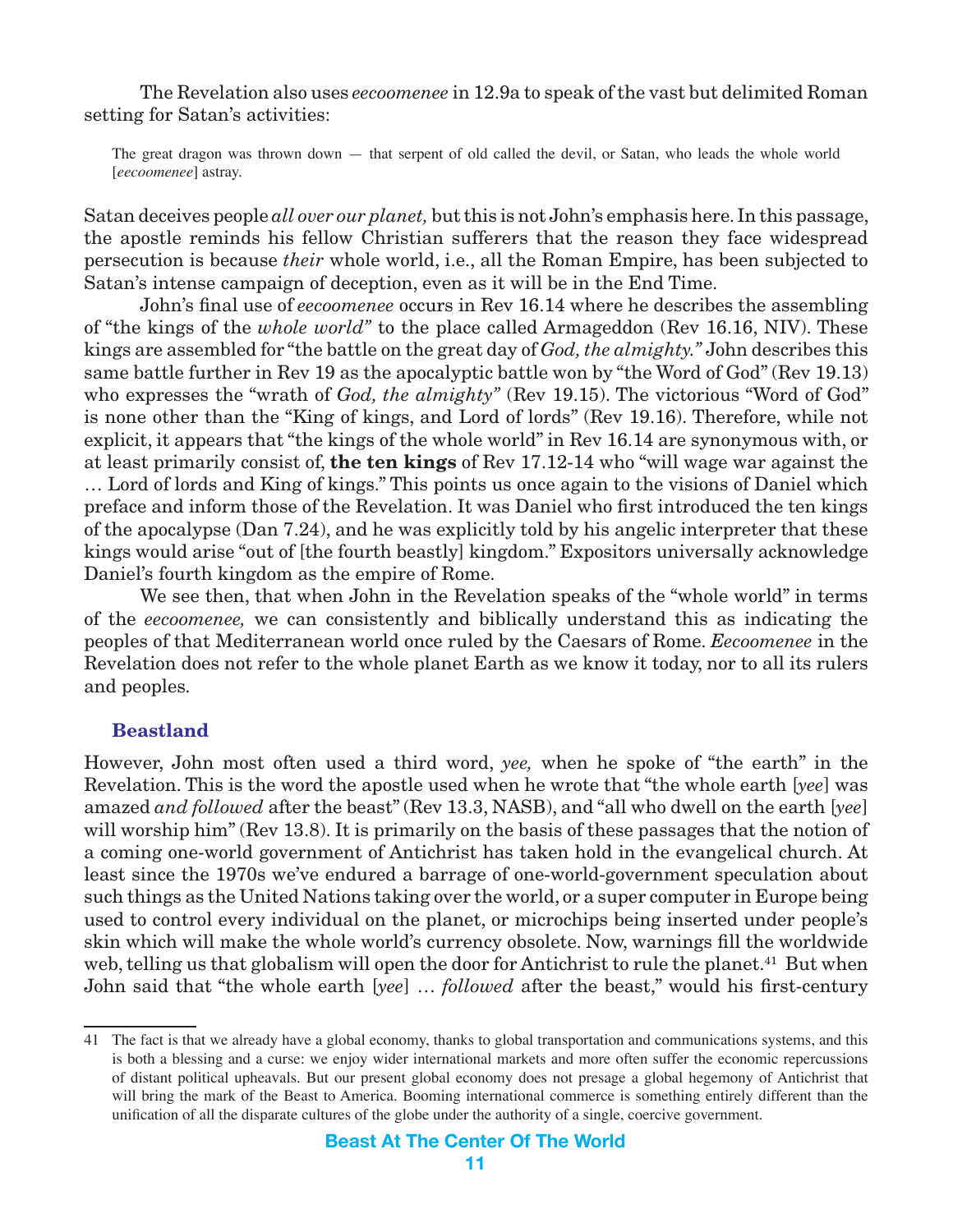The Revelation also uses *eecoomenee* in 12.9a to speak of the vast but delimited Roman setting for Satan's activities:

> The great dragon was thrown down — that serpent of old called the devil, or Satan, who leads the whole world [*eecoomenee*] astray.

Satan deceives people *all over our planet,* but this is not John's emphasis here. In this passage, the apostle reminds his fellow Christian sufferers that the reason they face widespread persecution is because *their* whole world, i.e., all the Roman Empire, has been subjected to Satan's intense campaign of deception, even as it will be in the End Time.

John's final use of *eecoomenee* occurs in Rev 16.14 where he describes the assembling of "the kings of the *whole world"* to the place called Armageddon (Rev 16.16, NIV). These kings are assembled for "the battle on the great day of *God, the almighty."* John describes this same battle further in Rev 19 as the apocalyptic battle won by "the Word of God" (Rev 19.13) who expresses the "wrath of *God, the almighty"* (Rev 19.15). The victorious "Word of God" is none other than the "King of kings, and Lord of lords" (Rev 19.16). Therefore, while not explicit, it appears that "the kings of the whole world" in Rev 16.14 are synonymous with, or at least primarily consist of, **the ten kings** of Rev 17.12-14 who "will wage war against the … Lord of lords and King of kings." This points us once again to the visions of Daniel which preface and inform those of the Revelation. It was Daniel who first introduced the ten kings of the apocalypse (Dan 7.24), and he was explicitly told by his angelic interpreter that these kings would arise "out of [the fourth beastly] kingdom." Expositors universally acknowledge Daniel's fourth kingdom as the empire of Rome.

We see then, that when John in the Revelation speaks of the "whole world" in terms of the *eecoomenee,* we can consistently and biblically understand this as indicating the peoples of that Mediterranean world once ruled by the Caesars of Rome. *Eecoomenee* in the Revelation does not refer to the whole planet Earth as we know it today, nor to all its rulers and peoples.

### Beastland

However, John most often used a third word, *yee,* when he spoke of "the earth" in the Revelation. This is the word the apostle used when he wrote that "the whole earth [*yee*] was amazed *and followed* after the beast" (Rev 13.3, NASB), and "all who dwell on the earth [*yee*] will worship him" (Rev 13.8). It is primarily on the basis of these passages that the notion of a coming one-world government of Antichrist has taken hold in the evangelical church. At least since the 1970s we've endured a barrage of one-world-government speculation about such things as the United Nations taking over the world, or a super computer in Europe being used to control every individual on the planet, or microchips being inserted under people's skin which will make the whole world's currency obsolete. Now, warnings fill the worldwide web, telling us that globalism will open the door for Antichrist to rule the planet.[41] But when John said that "the whole earth [*yee*] … *followed* after the beast," would his first-century

---

41 The fact is that we already have a global economy, thanks to global transportation and communications systems, and this is both a blessing and a curse: we enjoy wider international markets and more often suffer the economic repercussions of distant political upheavals. But our present global economy does not presage a global hegemony of Antichrist that will bring the mark of the Beast to America. Booming international commerce is something entirely different than the unification of all the disparate cultures of the globe under the authority of a single, coercive government.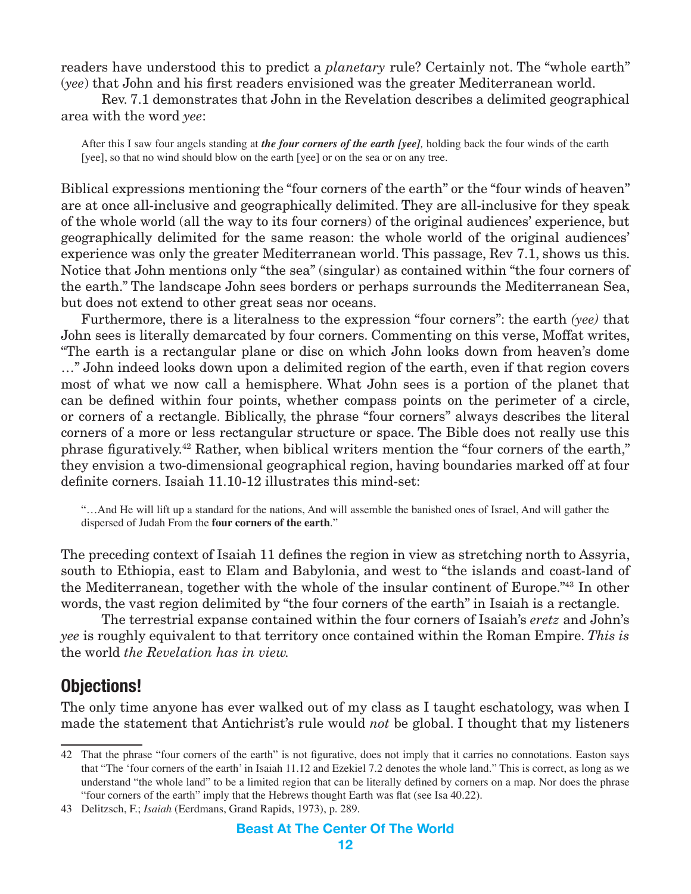readers have understood this to predict a *planetary* rule? Certainly not. The "whole earth" (*yee*) that John and his first readers envisioned was the greater Mediterranean world.

Rev. 7.1 demonstrates that John in the Revelation describes a delimited geographical area with the word *yee*:

> After this I saw four angels standing at ***the four corners of the earth [yee]***, holding back the four winds of the earth [yee], so that no wind should blow on the earth [yee] or on the sea or on any tree.

Biblical expressions mentioning the "four corners of the earth" or the "four winds of heaven" are at once all-inclusive and geographically delimited. They are all-inclusive for they speak of the whole world (all the way to its four corners) of the original audiences' experience, but geographically delimited for the same reason: the whole world of the original audiences' experience was only the greater Mediterranean world. This passage, Rev 7.1, shows us this. Notice that John mentions only "the sea" (singular) as contained within "the four corners of the earth." The landscape John sees borders or perhaps surrounds the Mediterranean Sea, but does not extend to other great seas nor oceans.

Furthermore, there is a literalness to the expression "four corners": the earth *(yee)* that John sees is literally demarcated by four corners. Commenting on this verse, Moffat writes, "The earth is a rectangular plane or disc on which John looks down from heaven's dome …" John indeed looks down upon a delimited region of the earth, even if that region covers most of what we now call a hemisphere. What John sees is a portion of the planet that can be defined within four points, whether compass points on the perimeter of a circle, or corners of a rectangle. Biblically, the phrase "four corners" always describes the literal corners of a more or less rectangular structure or space. The Bible does not really use this phrase figuratively.[42] Rather, when biblical writers mention the "four corners of the earth," they envision a two-dimensional geographical region, having boundaries marked off at four definite corners. Isaiah 11.10-12 illustrates this mind-set:

> "…And He will lift up a standard for the nations, And will assemble the banished ones of Israel, And will gather the dispersed of Judah From the **four corners of the earth**."

The preceding context of Isaiah 11 defines the region in view as stretching north to Assyria, south to Ethiopia, east to Elam and Babylonia, and west to "the islands and coast-land of the Mediterranean, together with the whole of the insular continent of Europe."[43] In other words, the vast region delimited by "the four corners of the earth" in Isaiah is a rectangle.

The terrestrial expanse contained within the four corners of Isaiah's *eretz* and John's *yee* is roughly equivalent to that territory once contained within the Roman Empire. *This is* the world *the Revelation has in view.*

## Objections!

The only time anyone has ever walked out of my class as I taught eschatology, was when I made the statement that Antichrist's rule would *not* be global. I thought that my listeners

---

42 That the phrase "four corners of the earth" is not figurative, does not imply that it carries no connotations. Easton says that "The 'four corners of the earth' in Isaiah 11.12 and Ezekiel 7.2 denotes the whole land." This is correct, as long as we understand "the whole land" to be a limited region that can be literally defined by corners on a map. Nor does the phrase "four corners of the earth" imply that the Hebrews thought Earth was flat (see Isa 40.22).

43 Delitzsch, F.; *Isaiah* (Eerdmans, Grand Rapids, 1973), p. 289.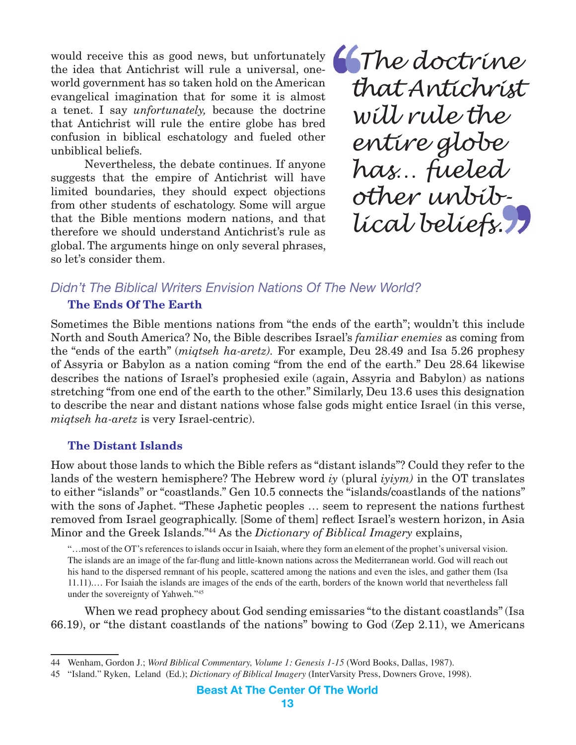would receive this as good news, but unfortunately the idea that Antichrist will rule a universal, one-world government has so taken hold on the American evangelical imagination that for some it is almost a tenet. I say *unfortunately,* because the doctrine that Antichrist will rule the entire globe has bred confusion in biblical eschatology and fueled other unbiblical beliefs.

> "The doctrine that Antichrist will rule the entire globe has… fueled other unbiblical beliefs."

Nevertheless, the debate continues. If anyone suggests that the empire of Antichrist will have limited boundaries, they should expect objections from other students of eschatology. Some will argue that the Bible mentions modern nations, and that therefore we should understand Antichrist's rule as global. The arguments hinge on only several phrases, so let's consider them.

## *Didn't The Biblical Writers Envision Nations Of The New World?*

### The Ends Of The Earth

Sometimes the Bible mentions nations from "the ends of the earth"; wouldn't this include North and South America? No, the Bible describes Israel's *familiar enemies* as coming from the "ends of the earth" (*miqtseh ha-aretz).* For example, Deu 28.49 and Isa 5.26 prophesy of Assyria or Babylon as a nation coming "from the end of the earth." Deu 28.64 likewise describes the nations of Israel's prophesied exile (again, Assyria and Babylon) as nations stretching "from one end of the earth to the other." Similarly, Deu 13.6 uses this designation to describe the near and distant nations whose false gods might entice Israel (in this verse, *miqtseh ha-aretz* is very Israel-centric).

### The Distant Islands

How about those lands to which the Bible refers as "distant islands"? Could they refer to the lands of the western hemisphere? The Hebrew word *iy* (plural *iyiym)* in the OT translates to either "islands" or "coastlands." Gen 10.5 connects the "islands/coastlands of the nations" with the sons of Japhet. "These Japhetic peoples … seem to represent the nations furthest removed from Israel geographically. [Some of them] reflect Israel's western horizon, in Asia Minor and the Greek Islands."[44] As the *Dictionary of Biblical Imagery* explains,

> "…most of the OT's references to islands occur in Isaiah, where they form an element of the prophet's universal vision. The islands are an image of the far-flung and little-known nations across the Mediterranean world. God will reach out his hand to the dispersed remnant of his people, scattered among the nations and even the isles, and gather them (Isa 11.11).… For Isaiah the islands are images of the ends of the earth, borders of the known world that nevertheless fall under the sovereignty of Yahweh."[45]

When we read prophecy about God sending emissaries "to the distant coastlands" (Isa 66.19), or "the distant coastlands of the nations" bowing to God (Zep 2.11), we Americans

---

44 Wenham, Gordon J.; *Word Biblical Commentary, Volume 1: Genesis 1-15* (Word Books, Dallas, 1987).

45 "Island." Ryken, Leland (Ed.); *Dictionary of Biblical Imagery* (InterVarsity Press, Downers Grove, 1998).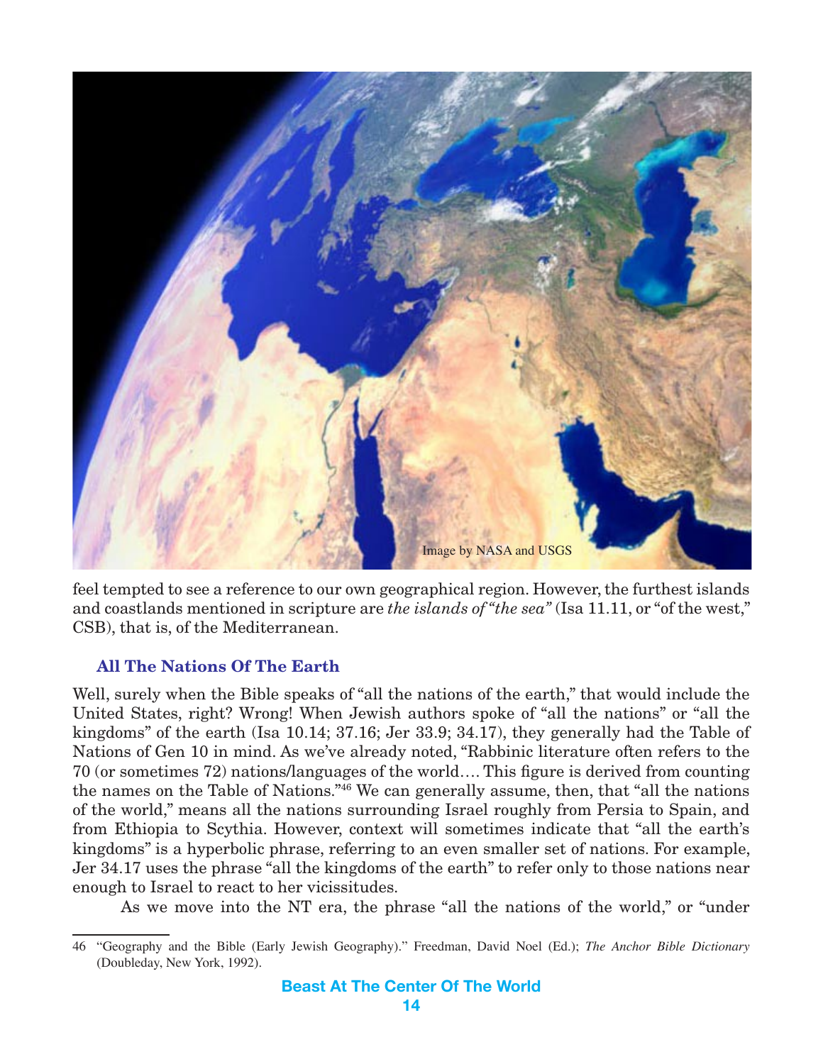Image by NASA and USGS

feel tempted to see a reference to our own geographical region. However, the furthest islands and coastlands mentioned in scripture are *the islands of "the sea"* (Isa 11.11, or "of the west," CSB), that is, of the Mediterranean.

### All The Nations Of The Earth

Well, surely when the Bible speaks of "all the nations of the earth," that would include the United States, right? Wrong! When Jewish authors spoke of "all the nations" or "all the kingdoms" of the earth (Isa 10.14; 37.16; Jer 33.9; 34.17), they generally had the Table of Nations of Gen 10 in mind. As we've already noted, "Rabbinic literature often refers to the 70 (or sometimes 72) nations/languages of the world…. This figure is derived from counting the names on the Table of Nations."[46] We can generally assume, then, that "all the nations of the world," means all the nations surrounding Israel roughly from Persia to Spain, and from Ethiopia to Scythia. However, context will sometimes indicate that "all the earth's kingdoms" is a hyperbolic phrase, referring to an even smaller set of nations. For example, Jer 34.17 uses the phrase "all the kingdoms of the earth" to refer only to those nations near enough to Israel to react to her vicissitudes.

As we move into the NT era, the phrase "all the nations of the world," or "under

46 "Geography and the Bible (Early Jewish Geography)." Freedman, David Noel (Ed.); *The Anchor Bible Dictionary* (Doubleday, New York, 1992).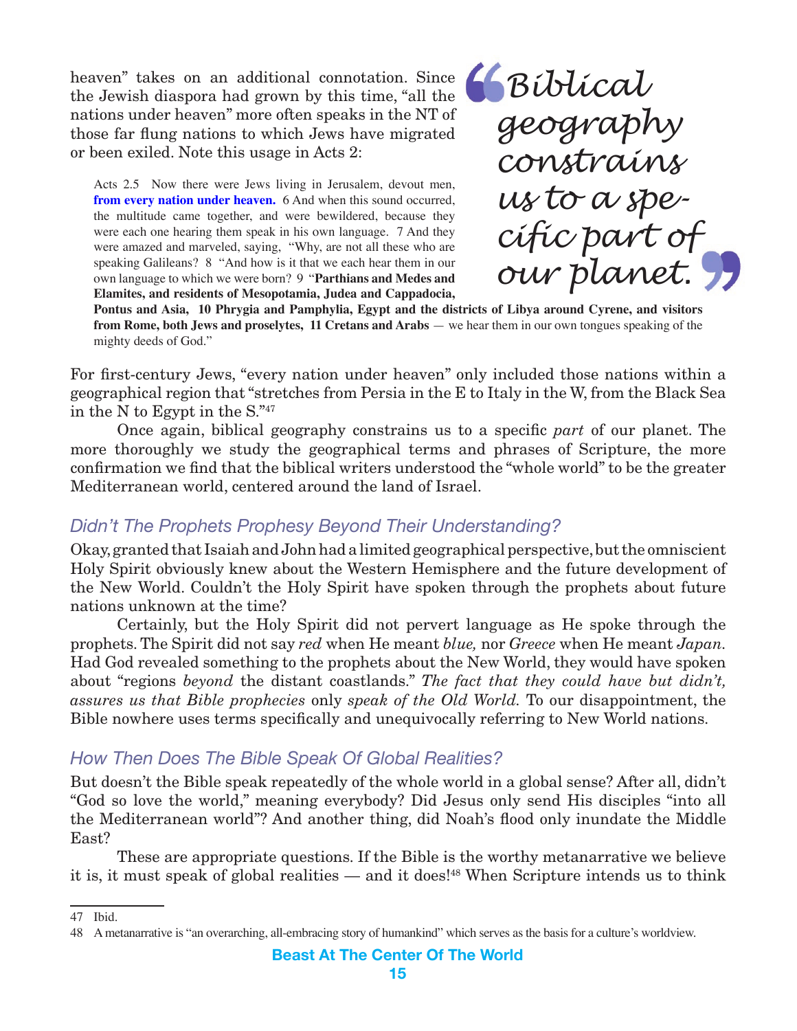heaven" takes on an additional connotation. Since the Jewish diaspora had grown by this time, "all the nations under heaven" more often speaks in the NT of those far flung nations to which Jews have migrated or been exiled. Note this usage in Acts 2:

> Acts 2.5 Now there were Jews living in Jerusalem, devout men, **from every nation under heaven.** 6 And when this sound occurred, the multitude came together, and were bewildered, because they were each one hearing them speak in his own language. 7 And they were amazed and marveled, saying, "Why, are not all these who are speaking Galileans? 8 "And how is it that we each hear them in our own language to which we were born? 9 "**Parthians and Medes and Elamites, and residents of Mesopotamia, Judea and Cappadocia, Pontus and Asia, 10 Phrygia and Pamphylia, Egypt and the districts of Libya around Cyrene, and visitors from Rome, both Jews and proselytes, 11 Cretans and Arabs** — we hear them in our own tongues speaking of the mighty deeds of God."

> "Biblical geography constrains us to a specific part of our planet."

For first-century Jews, "every nation under heaven" only included those nations within a geographical region that "stretches from Persia in the E to Italy in the W, from the Black Sea in the N to Egypt in the S."[47]

Once again, biblical geography constrains us to a specific *part* of our planet. The more thoroughly we study the geographical terms and phrases of Scripture, the more confirmation we find that the biblical writers understood the "whole world" to be the greater Mediterranean world, centered around the land of Israel.

## *Didn't The Prophets Prophesy Beyond Their Understanding?*

Okay, granted that Isaiah and John had a limited geographical perspective, but the omniscient Holy Spirit obviously knew about the Western Hemisphere and the future development of the New World. Couldn't the Holy Spirit have spoken through the prophets about future nations unknown at the time?

Certainly, but the Holy Spirit did not pervert language as He spoke through the prophets. The Spirit did not say *red* when He meant *blue,* nor *Greece* when He meant *Japan*. Had God revealed something to the prophets about the New World, they would have spoken about "regions *beyond* the distant coastlands." *The fact that they could have but didn't, assures us that Bible prophecies* only *speak of the Old World.* To our disappointment, the Bible nowhere uses terms specifically and unequivocally referring to New World nations.

## *How Then Does The Bible Speak Of Global Realities?*

But doesn't the Bible speak repeatedly of the whole world in a global sense? After all, didn't "God so love the world," meaning everybody? Did Jesus only send His disciples "into all the Mediterranean world"? And another thing, did Noah's flood only inundate the Middle East?

These are appropriate questions. If the Bible is the worthy metanarrative we believe it is, it must speak of global realities — and it does![48] When Scripture intends us to think

---

47 Ibid.

48 A metanarrative is "an overarching, all-embracing story of humankind" which serves as the basis for a culture's worldview.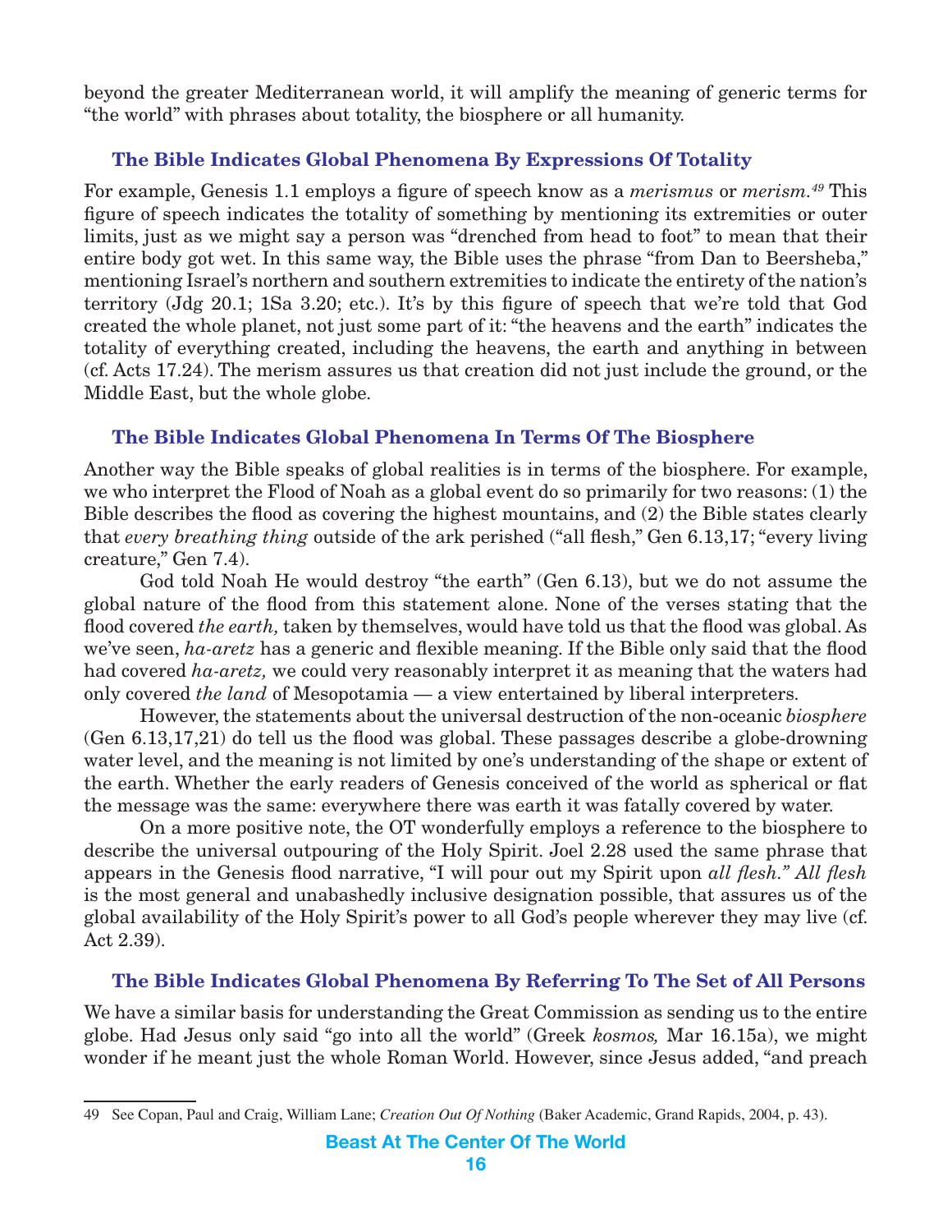beyond the greater Mediterranean world, it will amplify the meaning of generic terms for "the world" with phrases about totality, the biosphere or all humanity.

### The Bible Indicates Global Phenomena By Expressions Of Totality

For example, Genesis 1.1 employs a figure of speech know as a *merismus* or *merism.*[49] This figure of speech indicates the totality of something by mentioning its extremities or outer limits, just as we might say a person was "drenched from head to foot" to mean that their entire body got wet. In this same way, the Bible uses the phrase "from Dan to Beersheba," mentioning Israel's northern and southern extremities to indicate the entirety of the nation's territory (Jdg 20.1; 1Sa 3.20; etc.). It's by this figure of speech that we're told that God created the whole planet, not just some part of it: "the heavens and the earth" indicates the totality of everything created, including the heavens, the earth and anything in between (cf. Acts 17.24). The merism assures us that creation did not just include the ground, or the Middle East, but the whole globe.

### The Bible Indicates Global Phenomena In Terms Of The Biosphere

Another way the Bible speaks of global realities is in terms of the biosphere. For example, we who interpret the Flood of Noah as a global event do so primarily for two reasons: (1) the Bible describes the flood as covering the highest mountains, and (2) the Bible states clearly that *every breathing thing* outside of the ark perished ("all flesh," Gen 6.13,17; "every living creature," Gen 7.4).

God told Noah He would destroy "the earth" (Gen 6.13), but we do not assume the global nature of the flood from this statement alone. None of the verses stating that the flood covered *the earth,* taken by themselves, would have told us that the flood was global. As we've seen, *ha-aretz* has a generic and flexible meaning. If the Bible only said that the flood had covered *ha-aretz,* we could very reasonably interpret it as meaning that the waters had only covered *the land* of Mesopotamia — a view entertained by liberal interpreters.

However, the statements about the universal destruction of the non-oceanic *biosphere* (Gen 6.13,17,21) do tell us the flood was global. These passages describe a globe-drowning water level, and the meaning is not limited by one's understanding of the shape or extent of the earth. Whether the early readers of Genesis conceived of the world as spherical or flat the message was the same: everywhere there was earth it was fatally covered by water.

On a more positive note, the OT wonderfully employs a reference to the biosphere to describe the universal outpouring of the Holy Spirit. Joel 2.28 used the same phrase that appears in the Genesis flood narrative, "I will pour out my Spirit upon *all flesh." All flesh* is the most general and unabashedly inclusive designation possible, that assures us of the global availability of the Holy Spirit's power to all God's people wherever they may live (cf. Act 2.39).

### The Bible Indicates Global Phenomena By Referring To The Set of All Persons

We have a similar basis for understanding the Great Commission as sending us to the entire globe. Had Jesus only said "go into all the world" (Greek *kosmos,* Mar 16.15a), we might wonder if he meant just the whole Roman World. However, since Jesus added, "and preach

---

49 See Copan, Paul and Craig, William Lane; *Creation Out Of Nothing* (Baker Academic, Grand Rapids, 2004, p. 43).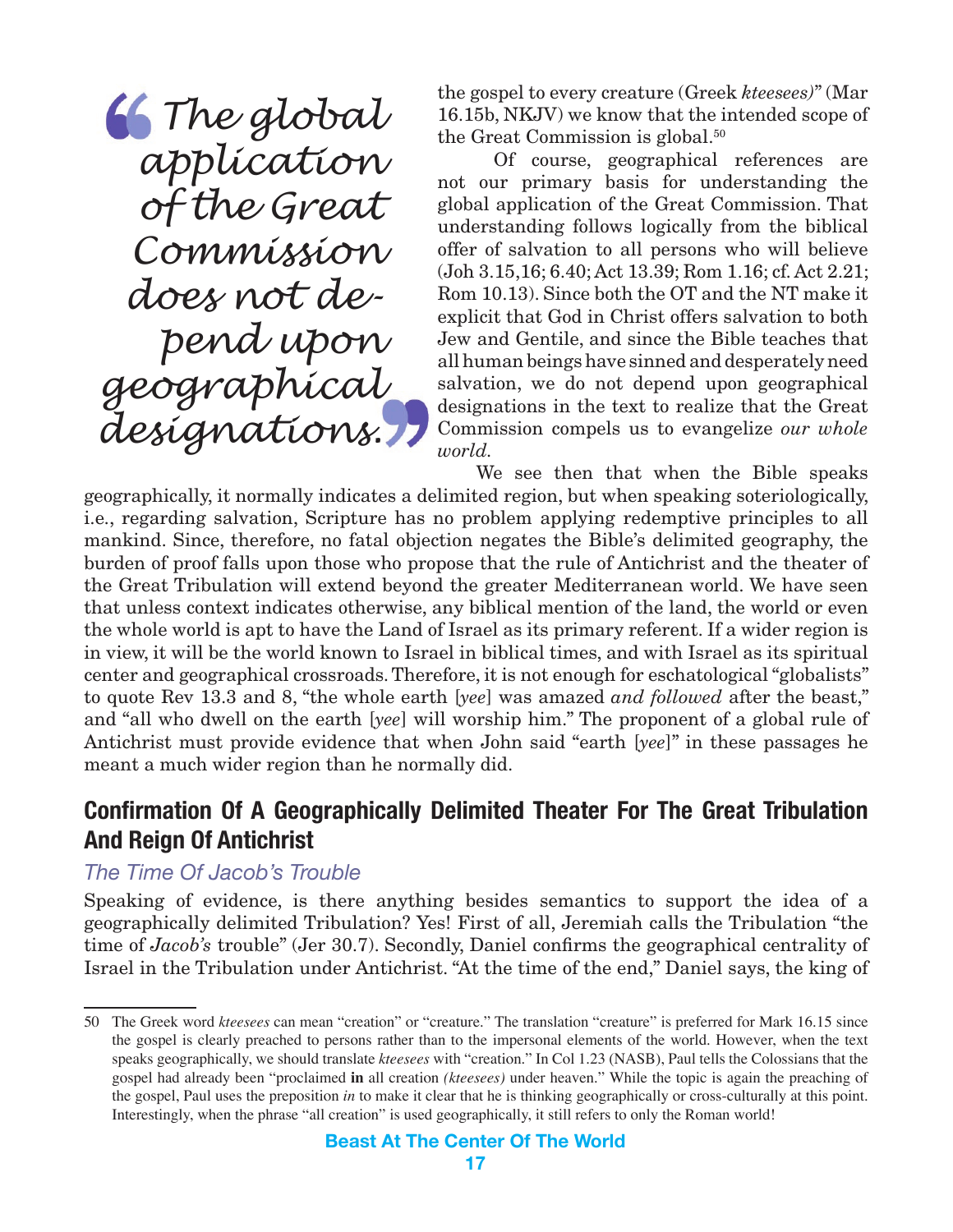> "The global application of the Great Commission does not depend upon geographical designations."

the gospel to every creature (Greek *kteesees)*" (Mar 16.15b, NKJV) we know that the intended scope of the Great Commission is global.[50]

Of course, geographical references are not our primary basis for understanding the global application of the Great Commission. That understanding follows logically from the biblical offer of salvation to all persons who will believe (Joh 3.15,16; 6.40; Act 13.39; Rom 1.16; cf. Act 2.21; Rom 10.13). Since both the OT and the NT make it explicit that God in Christ offers salvation to both Jew and Gentile, and since the Bible teaches that all human beings have sinned and desperately need salvation, we do not depend upon geographical designations in the text to realize that the Great Commission compels us to evangelize *our whole world*.

We see then that when the Bible speaks geographically, it normally indicates a delimited region, but when speaking soteriologically, i.e., regarding salvation, Scripture has no problem applying redemptive principles to all mankind. Since, therefore, no fatal objection negates the Bible's delimited geography, the burden of proof falls upon those who propose that the rule of Antichrist and the theater of the Great Tribulation will extend beyond the greater Mediterranean world. We have seen that unless context indicates otherwise, any biblical mention of the land, the world or even the whole world is apt to have the Land of Israel as its primary referent. If a wider region is in view, it will be the world known to Israel in biblical times, and with Israel as its spiritual center and geographical crossroads. Therefore, it is not enough for eschatological "globalists" to quote Rev 13.3 and 8, "the whole earth [*yee*] was amazed *and followed* after the beast," and "all who dwell on the earth [*yee*] will worship him." The proponent of a global rule of Antichrist must provide evidence that when John said "earth [*yee*]" in these passages he meant a much wider region than he normally did.

## Confirmation Of A Geographically Delimited Theater For The Great Tribulation And Reign Of Antichrist

### *The Time Of Jacob's Trouble*

Speaking of evidence, is there anything besides semantics to support the idea of a geographically delimited Tribulation? Yes! First of all, Jeremiah calls the Tribulation "the time of *Jacob's* trouble" (Jer 30.7). Secondly, Daniel confirms the geographical centrality of Israel in the Tribulation under Antichrist. "At the time of the end," Daniel says, the king of

---

50 The Greek word *kteesees* can mean "creation" or "creature." The translation "creature" is preferred for Mark 16.15 since the gospel is clearly preached to persons rather than to the impersonal elements of the world. However, when the text speaks geographically, we should translate *kteesees* with "creation." In Col 1.23 (NASB), Paul tells the Colossians that the gospel had already been "proclaimed **in** all creation *(kteesees)* under heaven." While the topic is again the preaching of the gospel, Paul uses the preposition *in* to make it clear that he is thinking geographically or cross-culturally at this point. Interestingly, when the phrase "all creation" is used geographically, it still refers to only the Roman world!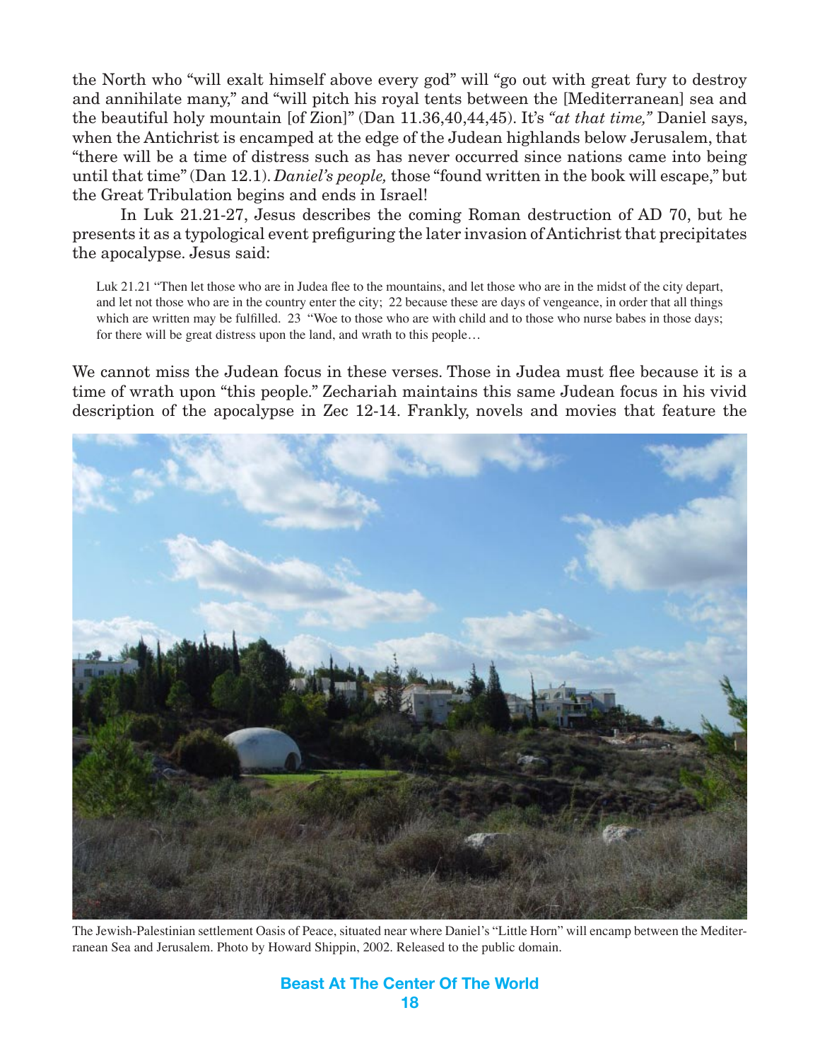the North who "will exalt himself above every god" will "go out with great fury to destroy and annihilate many," and "will pitch his royal tents between the [Mediterranean] sea and the beautiful holy mountain [of Zion]" (Dan 11.36,40,44,45). It's *"at that time,"* Daniel says, when the Antichrist is encamped at the edge of the Judean highlands below Jerusalem, that "there will be a time of distress such as has never occurred since nations came into being until that time" (Dan 12.1). *Daniel's people,* those "found written in the book will escape," but the Great Tribulation begins and ends in Israel!

In Luk 21.21-27, Jesus describes the coming Roman destruction of AD 70, but he presents it as a typological event prefiguring the later invasion of Antichrist that precipitates the apocalypse. Jesus said:

> Luk 21.21 "Then let those who are in Judea flee to the mountains, and let those who are in the midst of the city depart, and let not those who are in the country enter the city; 22 because these are days of vengeance, in order that all things which are written may be fulfilled. 23 "Woe to those who are with child and to those who nurse babes in those days; for there will be great distress upon the land, and wrath to this people…

We cannot miss the Judean focus in these verses. Those in Judea must flee because it is a time of wrath upon "this people." Zechariah maintains this same Judean focus in his vivid description of the apocalypse in Zec 12-14. Frankly, novels and movies that feature the

The Jewish-Palestinian settlement Oasis of Peace, situated near where Daniel's "Little Horn" will encamp between the Mediterranean Sea and Jerusalem. Photo by Howard Shippin, 2002. Released to the public domain.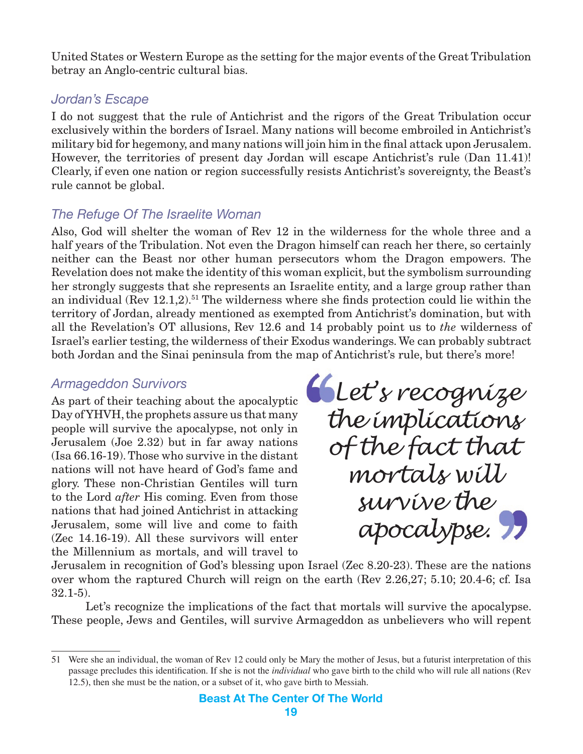United States or Western Europe as the setting for the major events of the Great Tribulation betray an Anglo-centric cultural bias.

### *Jordan's Escape*

I do not suggest that the rule of Antichrist and the rigors of the Great Tribulation occur exclusively within the borders of Israel. Many nations will become embroiled in Antichrist's military bid for hegemony, and many nations will join him in the final attack upon Jerusalem. However, the territories of present day Jordan will escape Antichrist's rule (Dan 11.41)! Clearly, if even one nation or region successfully resists Antichrist's sovereignty, the Beast's rule cannot be global.

### *The Refuge Of The Israelite Woman*

Also, God will shelter the woman of Rev 12 in the wilderness for the whole three and a half years of the Tribulation. Not even the Dragon himself can reach her there, so certainly neither can the Beast nor other human persecutors whom the Dragon empowers. The Revelation does not make the identity of this woman explicit, but the symbolism surrounding her strongly suggests that she represents an Israelite entity, and a large group rather than an individual (Rev 12.1,2).[51] The wilderness where she finds protection could lie within the territory of Jordan, already mentioned as exempted from Antichrist's domination, but with all the Revelation's OT allusions, Rev 12.6 and 14 probably point us to *the* wilderness of Israel's earlier testing, the wilderness of their Exodus wanderings. We can probably subtract both Jordan and the Sinai peninsula from the map of Antichrist's rule, but there's more!

### *Armageddon Survivors*

As part of their teaching about the apocalyptic Day of YHVH, the prophets assure us that many people will survive the apocalypse, not only in Jerusalem (Joe 2.32) but in far away nations (Isa 66.16-19). Those who survive in the distant nations will not have heard of God's fame and glory. These non-Christian Gentiles will turn to the Lord *after* His coming. Even from those nations that had joined Antichrist in attacking Jerusalem, some will live and come to faith (Zec 14.16-19). All these survivors will enter the Millennium as mortals, and will travel to Jerusalem in recognition of God's blessing upon Israel (Zec 8.20-23). These are the nations over whom the raptured Church will reign on the earth (Rev 2.26,27; 5.10; 20.4-6; cf. Isa 32.1-5).

> *"Let's recognize the implications of the fact that mortals will survive the apocalypse."*

Let's recognize the implications of the fact that mortals will survive the apocalypse. These people, Jews and Gentiles, will survive Armageddon as unbelievers who will repent

---

[51] Were she an individual, the woman of Rev 12 could only be Mary the mother of Jesus, but a futurist interpretation of this passage precludes this identification. If she is not the *individual* who gave birth to the child who will rule all nations (Rev 12.5), then she must be the nation, or a subset of it, who gave birth to Messiah.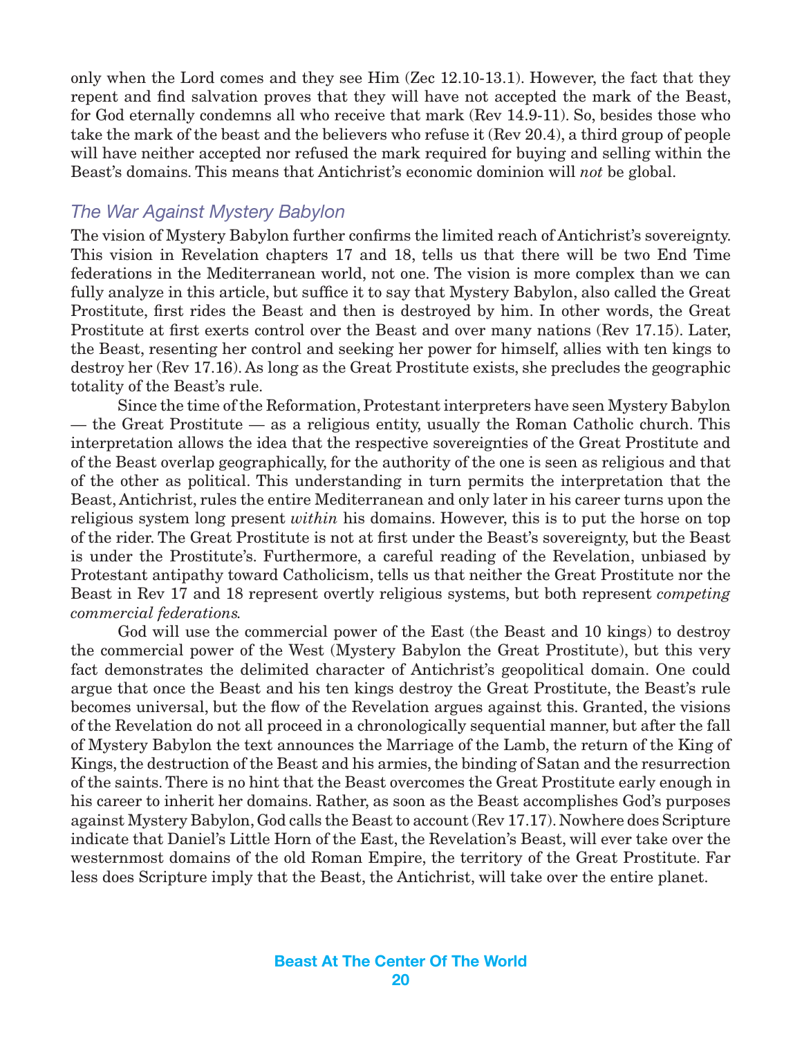only when the Lord comes and they see Him (Zec 12.10-13.1). However, the fact that they repent and find salvation proves that they will have not accepted the mark of the Beast, for God eternally condemns all who receive that mark (Rev 14.9-11). So, besides those who take the mark of the beast and the believers who refuse it (Rev 20.4), a third group of people will have neither accepted nor refused the mark required for buying and selling within the Beast's domains. This means that Antichrist's economic dominion will *not* be global.

### *The War Against Mystery Babylon*

The vision of Mystery Babylon further confirms the limited reach of Antichrist's sovereignty. This vision in Revelation chapters 17 and 18, tells us that there will be two End Time federations in the Mediterranean world, not one. The vision is more complex than we can fully analyze in this article, but suffice it to say that Mystery Babylon, also called the Great Prostitute, first rides the Beast and then is destroyed by him. In other words, the Great Prostitute at first exerts control over the Beast and over many nations (Rev 17.15). Later, the Beast, resenting her control and seeking her power for himself, allies with ten kings to destroy her (Rev 17.16). As long as the Great Prostitute exists, she precludes the geographic totality of the Beast's rule.

Since the time of the Reformation, Protestant interpreters have seen Mystery Babylon — the Great Prostitute — as a religious entity, usually the Roman Catholic church. This interpretation allows the idea that the respective sovereignties of the Great Prostitute and of the Beast overlap geographically, for the authority of the one is seen as religious and that of the other as political. This understanding in turn permits the interpretation that the Beast, Antichrist, rules the entire Mediterranean and only later in his career turns upon the religious system long present *within* his domains. However, this is to put the horse on top of the rider. The Great Prostitute is not at first under the Beast's sovereignty, but the Beast is under the Prostitute's. Furthermore, a careful reading of the Revelation, unbiased by Protestant antipathy toward Catholicism, tells us that neither the Great Prostitute nor the Beast in Rev 17 and 18 represent overtly religious systems, but both represent *competing commercial federations.*

God will use the commercial power of the East (the Beast and 10 kings) to destroy the commercial power of the West (Mystery Babylon the Great Prostitute), but this very fact demonstrates the delimited character of Antichrist's geopolitical domain. One could argue that once the Beast and his ten kings destroy the Great Prostitute, the Beast's rule becomes universal, but the flow of the Revelation argues against this. Granted, the visions of the Revelation do not all proceed in a chronologically sequential manner, but after the fall of Mystery Babylon the text announces the Marriage of the Lamb, the return of the King of Kings, the destruction of the Beast and his armies, the binding of Satan and the resurrection of the saints. There is no hint that the Beast overcomes the Great Prostitute early enough in his career to inherit her domains. Rather, as soon as the Beast accomplishes God's purposes against Mystery Babylon, God calls the Beast to account (Rev 17.17). Nowhere does Scripture indicate that Daniel's Little Horn of the East, the Revelation's Beast, will ever take over the westernmost domains of the old Roman Empire, the territory of the Great Prostitute. Far less does Scripture imply that the Beast, the Antichrist, will take over the entire planet.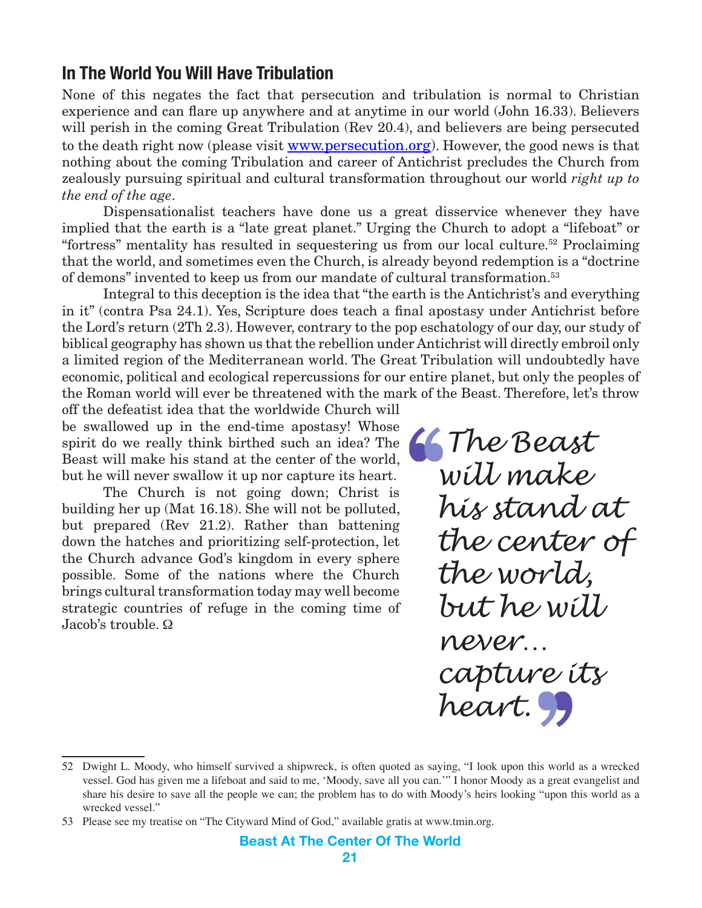## In The World You Will Have Tribulation

None of this negates the fact that persecution and tribulation is normal to Christian experience and can flare up anywhere and at anytime in our world (John 16.33). Believers will perish in the coming Great Tribulation (Rev 20.4), and believers are being persecuted to the death right now (please visit www.persecution.org). However, the good news is that nothing about the coming Tribulation and career of Antichrist precludes the Church from zealously pursuing spiritual and cultural transformation throughout our world *right up to the end of the age*.

Dispensationalist teachers have done us a great disservice whenever they have implied that the earth is a "late great planet." Urging the Church to adopt a "lifeboat" or "fortress" mentality has resulted in sequestering us from our local culture.[52] Proclaiming that the world, and sometimes even the Church, is already beyond redemption is a "doctrine of demons" invented to keep us from our mandate of cultural transformation.[53]

Integral to this deception is the idea that "the earth is the Antichrist's and everything in it" (contra Psa 24.1). Yes, Scripture does teach a final apostasy under Antichrist before the Lord's return (2Th 2.3). However, contrary to the pop eschatology of our day, our study of biblical geography has shown us that the rebellion under Antichrist will directly embroil only a limited region of the Mediterranean world. The Great Tribulation will undoubtedly have economic, political and ecological repercussions for our entire planet, but only the peoples of the Roman world will ever be threatened with the mark of the Beast. Therefore, let's throw off the defeatist idea that the worldwide Church will be swallowed up in the end-time apostasy! Whose spirit do we really think birthed such an idea? The Beast will make his stand at the center of the world, but he will never swallow it up nor capture its heart.

The Church is not going down; Christ is building her up (Mat 16.18). She will not be polluted, but prepared (Rev 21.2). Rather than battening down the hatches and prioritizing self-protection, let the Church advance God's kingdom in every sphere possible. Some of the nations where the Church brings cultural transformation today may well become strategic countries of refuge in the coming time of Jacob's trouble. Ω

> "The Beast will make his stand at the center of the world, but he will never… capture its heart."

---

52 Dwight L. Moody, who himself survived a shipwreck, is often quoted as saying, "I look upon this world as a wrecked vessel. God has given me a lifeboat and said to me, 'Moody, save all you can.'" I honor Moody as a great evangelist and share his desire to save all the people we can; the problem has to do with Moody's heirs looking "upon this world as a wrecked vessel."

53 Please see my treatise on "The Cityward Mind of God," available gratis at www.tmin.org.